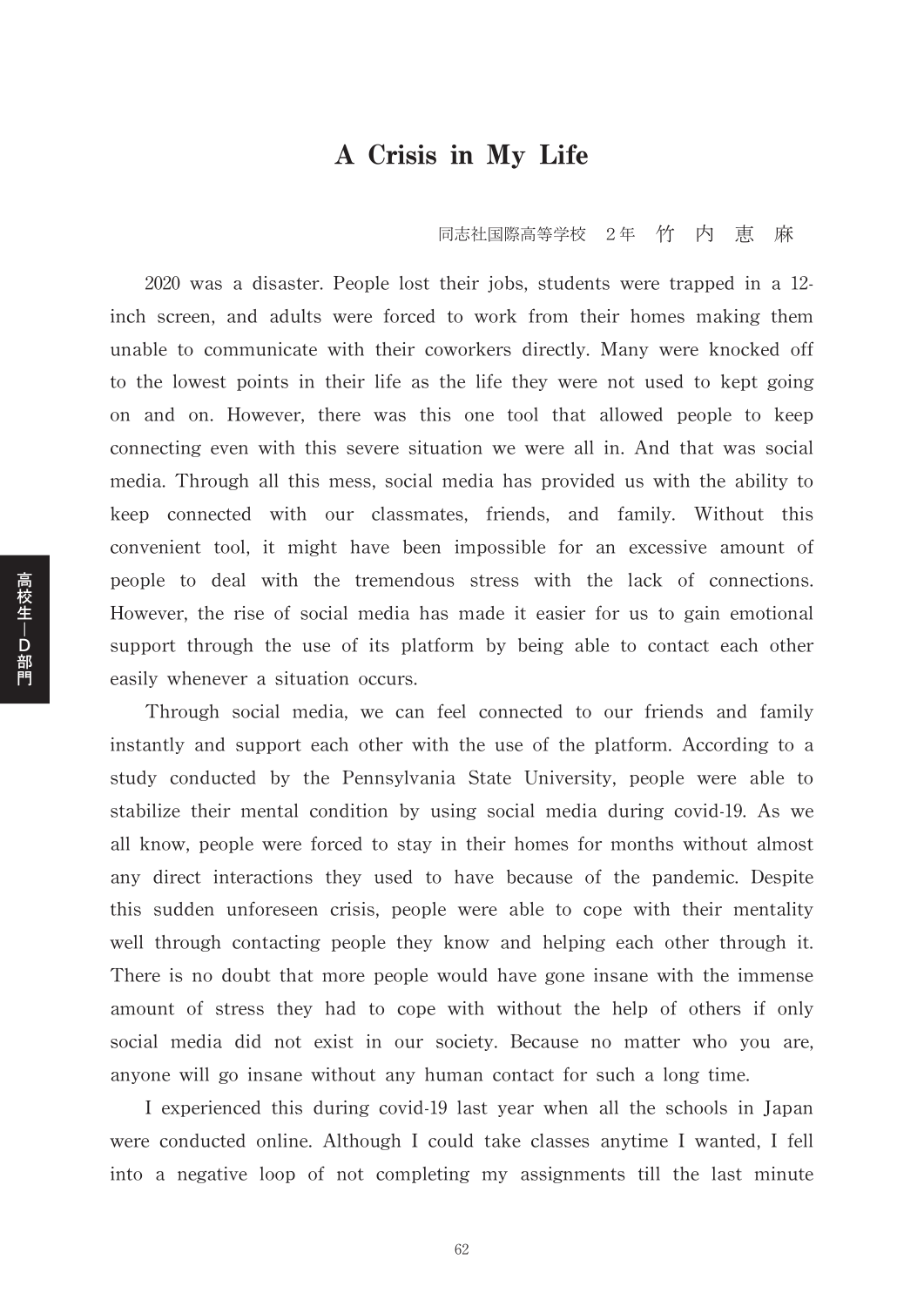# A Crisis in My Life

同志社国際高等学校　2年　竹　内　恵　麻

2020 was a disaster. People lost their jobs, students were trapped in a 12-inch screen, and adults were forced to work from their homes making them unable to communicate with their coworkers directly. Many were knocked off to the lowest points in their life as the life they were not used to kept going on and on. However, there was this one tool that allowed people to keep connecting even with this severe situation we were all in. And that was social media. Through all this mess, social media has provided us with the ability to keep connected with our classmates, friends, and family. Without this convenient tool, it might have been impossible for an excessive amount of people to deal with the tremendous stress with the lack of connections. However, the rise of social media has made it easier for us to gain emotional support through the use of its platform by being able to contact each other easily whenever a situation occurs.

Through social media, we can feel connected to our friends and family instantly and support each other with the use of the platform. According to a study conducted by the Pennsylvania State University, people were able to stabilize their mental condition by using social media during covid-19. As we all know, people were forced to stay in their homes for months without almost any direct interactions they used to have because of the pandemic. Despite this sudden unforeseen crisis, people were able to cope with their mentality well through contacting people they know and helping each other through it. There is no doubt that more people would have gone insane with the immense amount of stress they had to cope with without the help of others if only social media did not exist in our society. Because no matter who you are, anyone will go insane without any human contact for such a long time.

I experienced this during covid-19 last year when all the schools in Japan were conducted online. Although I could take classes anytime I wanted, I fell into a negative loop of not completing my assignments till the last minute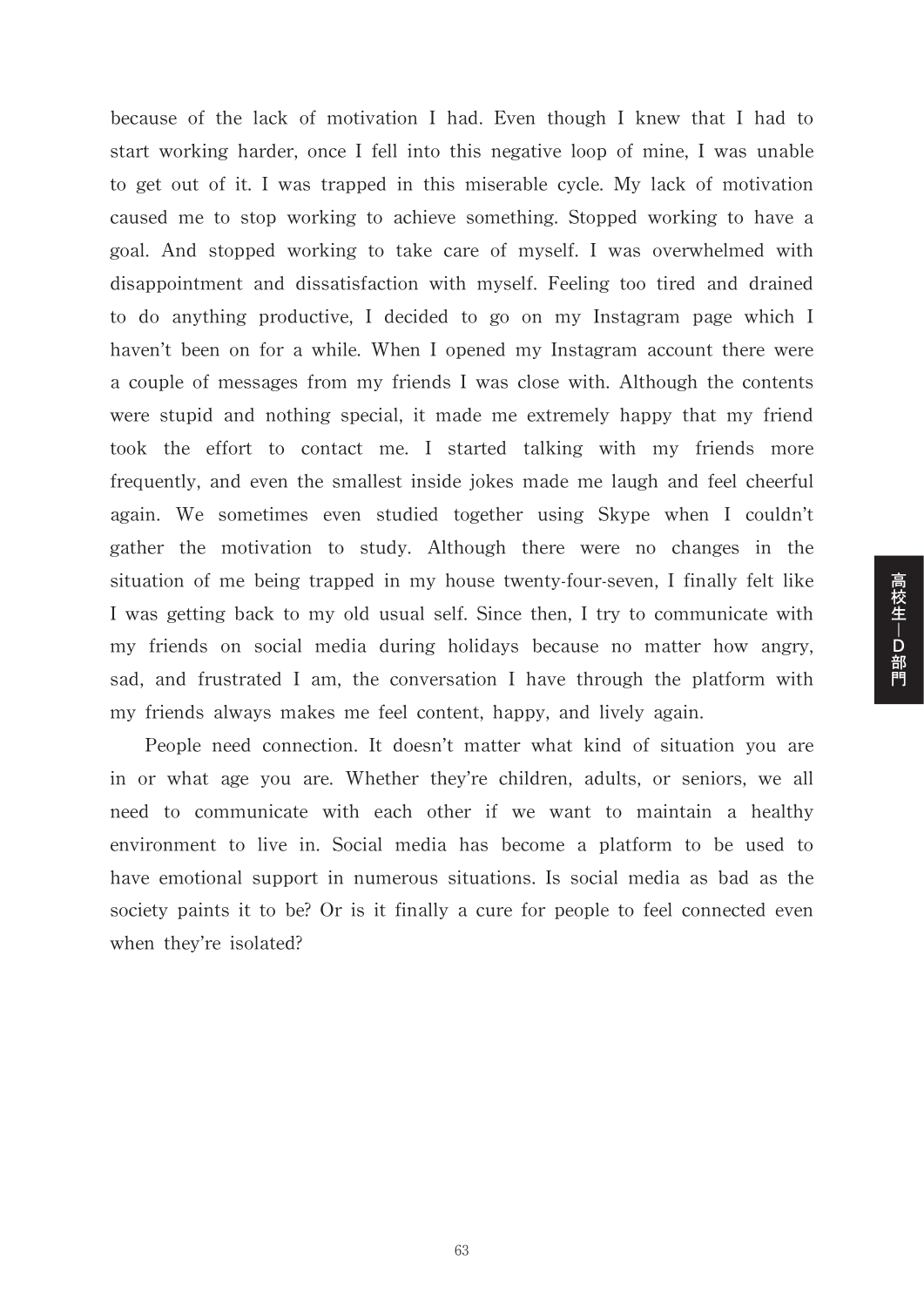because of the lack of motivation I had. Even though I knew that I had to start working harder, once I fell into this negative loop of mine, I was unable to get out of it. I was trapped in this miserable cycle. My lack of motivation caused me to stop working to achieve something. Stopped working to have a goal. And stopped working to take care of myself. I was overwhelmed with disappointment and dissatisfaction with myself. Feeling too tired and drained to do anything productive, I decided to go on my Instagram page which I haven't been on for a while. When I opened my Instagram account there were a couple of messages from my friends I was close with. Although the contents were stupid and nothing special, it made me extremely happy that my friend took the effort to contact me. I started talking with my friends more frequently, and even the smallest inside jokes made me laugh and feel cheerful again. We sometimes even studied together using Skype when I couldn't gather the motivation to study. Although there were no changes in the situation of me being trapped in my house twenty-four-seven, I finally felt like I was getting back to my old usual self. Since then, I try to communicate with my friends on social media during holidays because no matter how angry, sad, and frustrated I am, the conversation I have through the platform with my friends always makes me feel content, happy, and lively again.

People need connection. It doesn't matter what kind of situation you are in or what age you are. Whether they're children, adults, or seniors, we all need to communicate with each other if we want to maintain a healthy environment to live in. Social media has become a platform to be used to have emotional support in numerous situations. Is social media as bad as the society paints it to be? Or is it finally a cure for people to feel connected even when they're isolated?